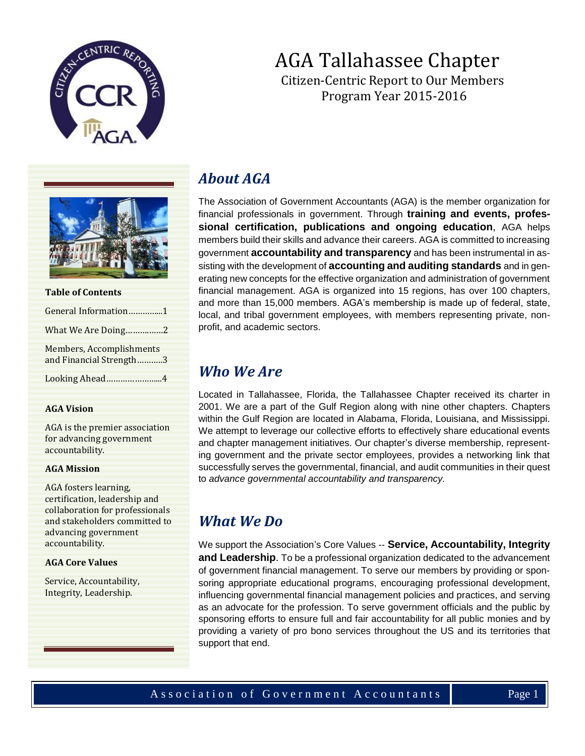# AGA Tallahassee Chapter

Citizen-Centric Report to Our Members
Program Year 2015-2016

**Table of Contents**

General Information..............1

What We Are Doing................2

Members, Accomplishments and Financial Strength...........3

Looking Ahead........................4

**AGA Vision**

AGA is the premier association for advancing government accountability.

**AGA Mission**

AGA fosters learning, certification, leadership and collaboration for professionals and stakeholders committed to advancing government accountability.

**AGA Core Values**

Service, Accountability, Integrity, Leadership.

## *About AGA*

The Association of Government Accountants (AGA) is the member organization for financial professionals in government. Through **training and events, professional certification, publications and ongoing education**, AGA helps members build their skills and advance their careers. AGA is committed to increasing government **accountability and transparency** and has been instrumental in assisting with the development of **accounting and auditing standards** and in generating new concepts for the effective organization and administration of government financial management. AGA is organized into 15 regions, has over 100 chapters, and more than 15,000 members. AGA's membership is made up of federal, state, local, and tribal government employees, with members representing private, nonprofit, and academic sectors.

## *Who We Are*

Located in Tallahassee, Florida, the Tallahassee Chapter received its charter in 2001. We are a part of the Gulf Region along with nine other chapters. Chapters within the Gulf Region are located in Alabama, Florida, Louisiana, and Mississippi. We attempt to leverage our collective efforts to effectively share educational events and chapter management initiatives. Our chapter's diverse membership, representing government and the private sector employees, provides a networking link that successfully serves the governmental, financial, and audit communities in their quest to *advance governmental accountability and transparency.*

## *What We Do*

We support the Association's Core Values -- **Service, Accountability, Integrity and Leadership**. To be a professional organization dedicated to the advancement of government financial management. To serve our members by providing or sponsoring appropriate educational programs, encouraging professional development, influencing governmental financial management policies and practices, and serving as an advocate for the profession. To serve government officials and the public by sponsoring efforts to ensure full and fair accountability for all public monies and by providing a variety of pro bono services throughout the US and its territories that support that end.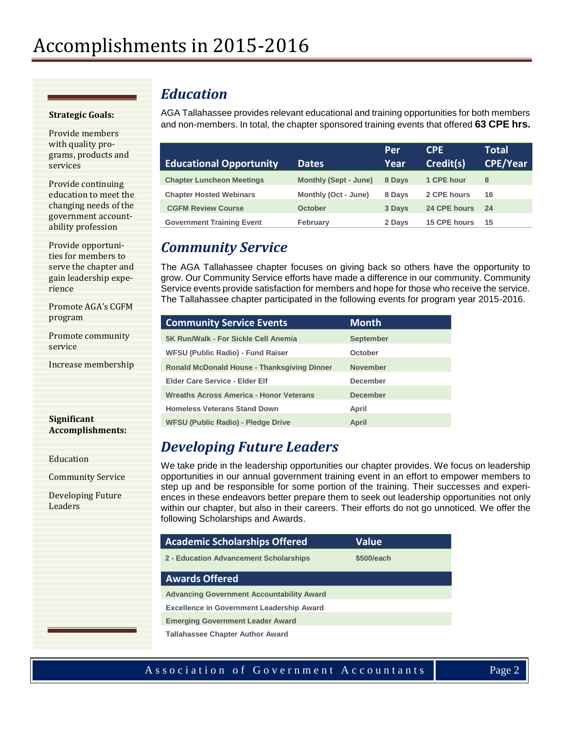# Accomplishments in 2015-2016

**Strategic Goals:**

Provide members with quality programs, products and services

Provide continuing education to meet the changing needs of the government accountability profession

Provide opportunities for members to serve the chapter and gain leadership experience

Promote AGA's CGFM program

Promote community service

Increase membership

**Significant Accomplishments:**

Education

Community Service

Developing Future Leaders

## *Education*

AGA Tallahassee provides relevant educational and training opportunities for both members and non-members. In total, the chapter sponsored training events that offered **63 CPE hrs.**

| Educational Opportunity | Dates | Per Year | CPE Credit(s) | Total CPE/Year |
|---|---|---|---|---|
| Chapter Luncheon Meetings | Monthly (Sept - June) | 8 Days | 1 CPE hour | 8 |
| Chapter Hosted Webinars | Monthly (Oct - June) | 8 Days | 2 CPE hours | 16 |
| CGFM Review Course | October | 3 Days | 24 CPE hours | 24 |
| Government Training Event | February | 2 Days | 15 CPE hours | 15 |

## *Community Service*

The AGA Tallahassee chapter focuses on giving back so others have the opportunity to grow. Our Community Service efforts have made a difference in our community. Community Service events provide satisfaction for members and hope for those who receive the service. The Tallahassee chapter participated in the following events for program year 2015-2016.

| Community Service Events | Month |
|---|---|
| 5K Run/Walk - For Sickle Cell Anemia | September |
| WFSU (Public Radio) - Fund Raiser | October |
| Ronald McDonald House - Thanksgiving Dinner | November |
| Elder Care Service - Elder Elf | December |
| Wreaths Across America - Honor Veterans | December |
| Homeless Veterans Stand Down | April |
| WFSU (Public Radio) - Pledge Drive | April |

## *Developing Future Leaders*

We take pride in the leadership opportunities our chapter provides. We focus on leadership opportunities in our annual government training event in an effort to empower members to step up and be responsible for some portion of the training. Their successes and experiences in these endeavors better prepare them to seek out leadership opportunities not only within our chapter, but also in their careers. Their efforts do not go unnoticed. We offer the following Scholarships and Awards.

| Academic Scholarships Offered | Value |
|---|---|
| 2 - Education Advancement Scholarships | $500/each |

| Awards Offered |
|---|
| Advancing Government Accountability Award |
| Excellence in Government Leadership Award |
| Emerging Government Leader Award |
| Tallahassee Chapter Author Award |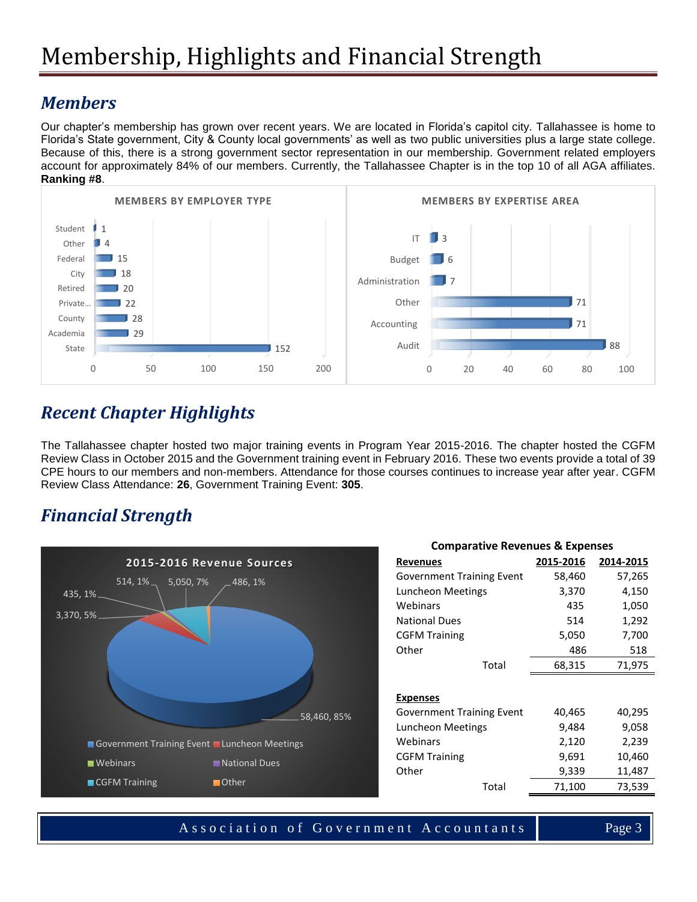# Membership, Highlights and Financial Strength

## *Members*

Our chapter's membership has grown over recent years. We are located in Florida's capitol city. Tallahassee is home to Florida's State government, City & County local governments' as well as two public universities plus a large state college. Because of this, there is a strong government sector representation in our membership. Government related employers account for approximately 84% of our members. Currently, the Tallahassee Chapter is in the top 10 of all AGA affiliates. **Ranking #8**.

**MEMBERS BY EMPLOYER TYPE**

| Employer Type | Members |
|---|---|
| Student | 1 |
| Other | 4 |
| Federal | 15 |
| City | 18 |
| Retired | 20 |
| Private... | 22 |
| County | 28 |
| Academia | 29 |
| State | 152 |

**MEMBERS BY EXPERTISE AREA**

| Expertise Area | Members |
|---|---|
| IT | 3 |
| Budget | 6 |
| Administration | 7 |
| Other | 71 |
| Accounting | 71 |
| Audit | 88 |

## *Recent Chapter Highlights*

The Tallahassee chapter hosted two major training events in Program Year 2015-2016. The chapter hosted the CGFM Review Class in October 2015 and the Government training event in February 2016. These two events provide a total of 39 CPE hours to our members and non-members. Attendance for those courses continues to increase year after year. CGFM Review Class Attendance: **26**, Government Training Event: **305**.

## *Financial Strength*

**2015-2016 Revenue Sources**

| Source | Amount | Percent |
|---|---|---|
| Government Training Event | 58,460 | 85% |
| Luncheon Meetings | 3,370 | 5% |
| Webinars | 435 | 1% |
| National Dues | 514 | 1% |
| CGFM Training | 5,050 | 7% |
| Other | 486 | 1% |

**Comparative Revenues & Expenses**

| **Revenues** | **2015-2016** | **2014-2015** |
|---|---|---|
| Government Training Event | 58,460 | 57,265 |
| Luncheon Meetings | 3,370 | 4,150 |
| Webinars | 435 | 1,050 |
| National Dues | 514 | 1,292 |
| CGFM Training | 5,050 | 7,700 |
| Other | 486 | 518 |
| Total | 68,315 | 71,975 |
| | | |
| **Expenses** | | |
| Government Training Event | 40,465 | 40,295 |
| Luncheon Meetings | 9,484 | 9,058 |
| Webinars | 2,120 | 2,239 |
| CGFM Training | 9,691 | 10,460 |
| Other | 9,339 | 11,487 |
| Total | 71,100 | 73,539 |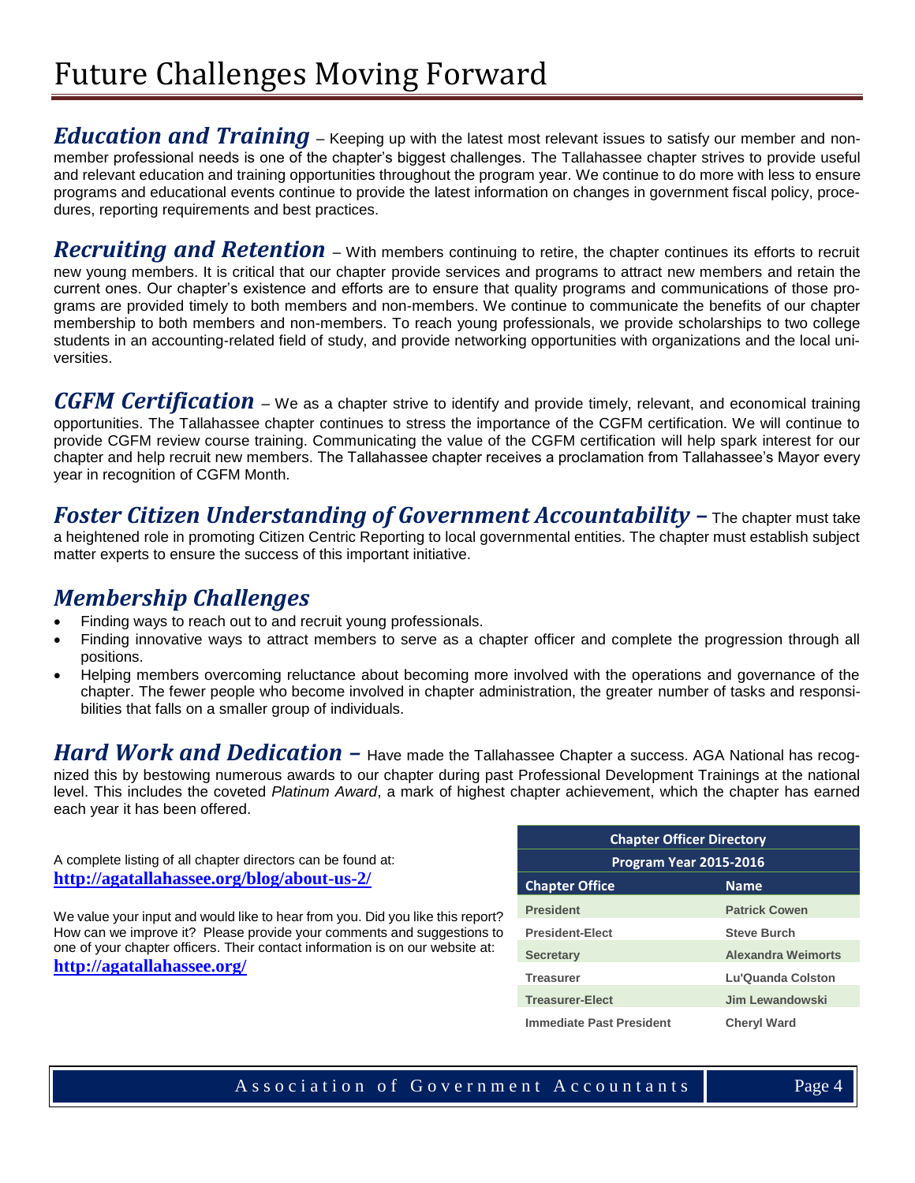# Future Challenges Moving Forward

***Education and Training*** – Keeping up with the latest most relevant issues to satisfy our member and non-member professional needs is one of the chapter's biggest challenges. The Tallahassee chapter strives to provide useful and relevant education and training opportunities throughout the program year. We continue to do more with less to ensure programs and educational events continue to provide the latest information on changes in government fiscal policy, procedures, reporting requirements and best practices.

***Recruiting and Retention*** – With members continuing to retire, the chapter continues its efforts to recruit new young members. It is critical that our chapter provide services and programs to attract new members and retain the current ones. Our chapter's existence and efforts are to ensure that quality programs and communications of those programs are provided timely to both members and non-members. We continue to communicate the benefits of our chapter membership to both members and non-members. To reach young professionals, we provide scholarships to two college students in an accounting-related field of study, and provide networking opportunities with organizations and the local universities.

***CGFM Certification*** – We as a chapter strive to identify and provide timely, relevant, and economical training opportunities. The Tallahassee chapter continues to stress the importance of the CGFM certification. We will continue to provide CGFM review course training. Communicating the value of the CGFM certification will help spark interest for our chapter and help recruit new members. The Tallahassee chapter receives a proclamation from Tallahassee's Mayor every year in recognition of CGFM Month.

***Foster Citizen Understanding of Government Accountability*** – The chapter must take a heightened role in promoting Citizen Centric Reporting to local governmental entities. The chapter must establish subject matter experts to ensure the success of this important initiative.

## *Membership Challenges*

- Finding ways to reach out to and recruit young professionals.
- Finding innovative ways to attract members to serve as a chapter officer and complete the progression through all positions.
- Helping members overcoming reluctance about becoming more involved with the operations and governance of the chapter. The fewer people who become involved in chapter administration, the greater number of tasks and responsibilities that falls on a smaller group of individuals.

***Hard Work and Dedication*** – Have made the Tallahassee Chapter a success. AGA National has recognized this by bestowing numerous awards to our chapter during past Professional Development Trainings at the national level. This includes the coveted *Platinum Award*, a mark of highest chapter achievement, which the chapter has earned each year it has been offered.

A complete listing of all chapter directors can be found at: **http://agatallahassee.org/blog/about-us-2/**

We value your input and would like to hear from you. Did you like this report? How can we improve it? Please provide your comments and suggestions to one of your chapter officers. Their contact information is on our website at: **http://agatallahassee.org/**

**Chapter Officer Directory**
**Program Year 2015-2016**

| Chapter Office | Name |
|---|---|
| President | Patrick Cowen |
| President-Elect | Steve Burch |
| Secretary | Alexandra Weimorts |
| Treasurer | Lu'Quanda Colston |
| Treasurer-Elect | Jim Lewandowski |
| Immediate Past President | Cheryl Ward |